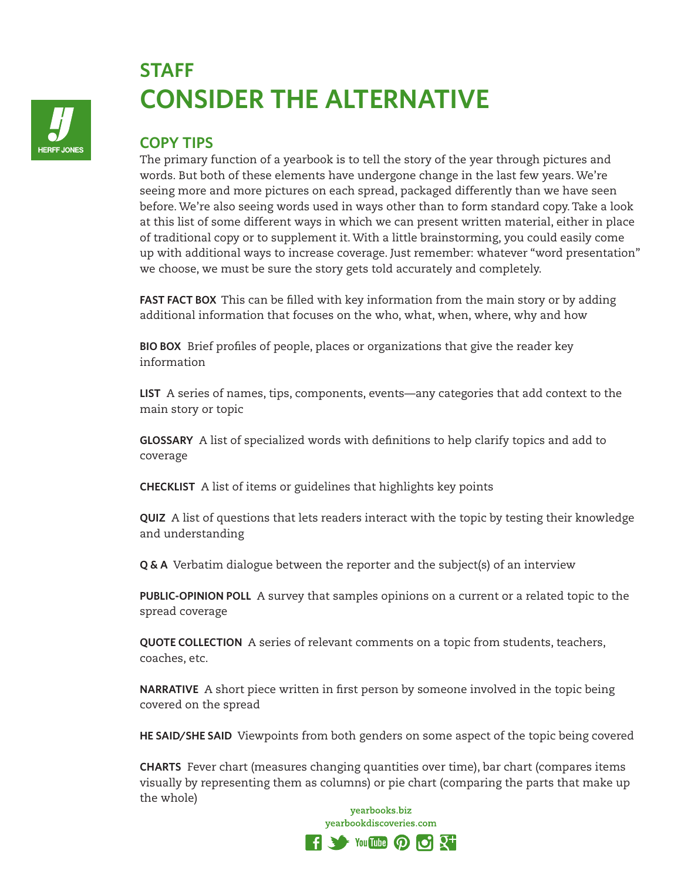# STAFF

# CONSIDER THE ALTERNATIVE

## COPY TIPS

The primary function of a yearbook is to tell the story of the year through pictures and words. But both of these elements have undergone change in the last few years. We're seeing more and more pictures on each spread, packaged differently than we have seen before. We're also seeing words used in ways other than to form standard copy. Take a look at this list of some different ways in which we can present written material, either in place of traditional copy or to supplement it. With a little brainstorming, you could easily come up with additional ways to increase coverage. Just remember: whatever "word presentation" we choose, we must be sure the story gets told accurately and completely.

**FAST FACT BOX** This can be filled with key information from the main story or by adding additional information that focuses on the who, what, when, where, why and how

**BIO BOX** Brief profiles of people, places or organizations that give the reader key information

**LIST** A series of names, tips, components, events—any categories that add context to the main story or topic

**GLOSSARY** A list of specialized words with definitions to help clarify topics and add to coverage

**CHECKLIST** A list of items or guidelines that highlights key points

**QUIZ** A list of questions that lets readers interact with the topic by testing their knowledge and understanding

**Q & A** Verbatim dialogue between the reporter and the subject(s) of an interview

**PUBLIC-OPINION POLL** A survey that samples opinions on a current or a related topic to the spread coverage

**QUOTE COLLECTION** A series of relevant comments on a topic from students, teachers, coaches, etc.

**NARRATIVE** A short piece written in first person by someone involved in the topic being covered on the spread

**HE SAID/SHE SAID** Viewpoints from both genders on some aspect of the topic being covered

**CHARTS** Fever chart (measures changing quantities over time), bar chart (compares items visually by representing them as columns) or pie chart (comparing the parts that make up the whole)

yearbooks.biz
yearbookdiscoveries.com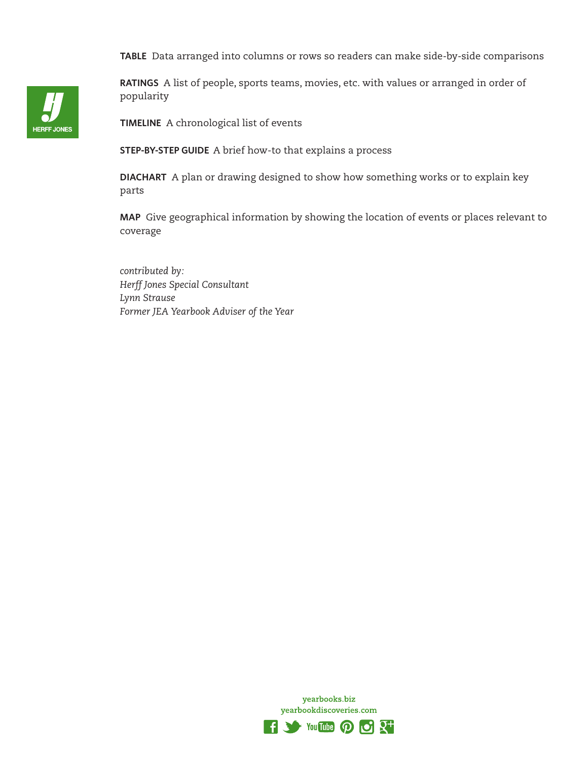**TABLE** Data arranged into columns or rows so readers can make side-by-side comparisons

**RATINGS** A list of people, sports teams, movies, etc. with values or arranged in order of popularity

**TIMELINE** A chronological list of events

**STEP-BY-STEP GUIDE** A brief how-to that explains a process

**DIACHART** A plan or drawing designed to show how something works or to explain key parts

**MAP** Give geographical information by showing the location of events or places relevant to coverage

*contributed by:*
*Herff Jones Special Consultant*
*Lynn Strause*
*Former JEA Yearbook Adviser of the Year*

yearbooks.biz
yearbookdiscoveries.com